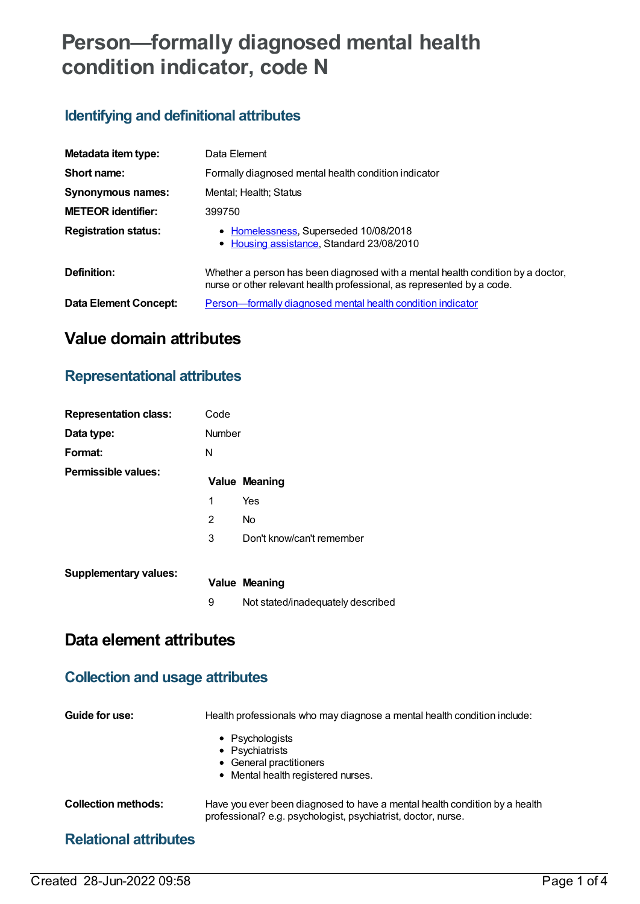# Person—formally diagnosed mental health condition indicator, code N

## Identifying and definitional attributes

| | |
|---|---|
| **Metadata item type:** | Data Element |
| **Short name:** | Formally diagnosed mental health condition indicator |
| **Synonymous names:** | Mental; Health; Status |
| **METEOR identifier:** | 399750 |
| **Registration status:** | • Homelessness, Superseded 10/08/2018<br>• Housing assistance, Standard 23/08/2010 |
| **Definition:** | Whether a person has been diagnosed with a mental health condition by a doctor, nurse or other relevant health professional, as represented by a code. |
| **Data Element Concept:** | Person—formally diagnosed mental health condition indicator |

# Value domain attributes

## Representational attributes

| | |
|---|---|
| **Representation class:** | Code |
| **Data type:** | Number |
| **Format:** | N |

**Permissible values:**

| Value | Meaning |
|---|---|
| 1 | Yes |
| 2 | No |
| 3 | Don't know/can't remember |

**Supplementary values:**

| Value | Meaning |
|---|---|
| 9 | Not stated/inadequately described |

# Data element attributes

## Collection and usage attributes

**Guide for use:** Health professionals who may diagnose a mental health condition include:

- Psychologists
- Psychiatrists
- General practitioners
- Mental health registered nurses.

**Collection methods:** Have you ever been diagnosed to have a mental health condition by a health professional? e.g. psychologist, psychiatrist, doctor, nurse.

## Relational attributes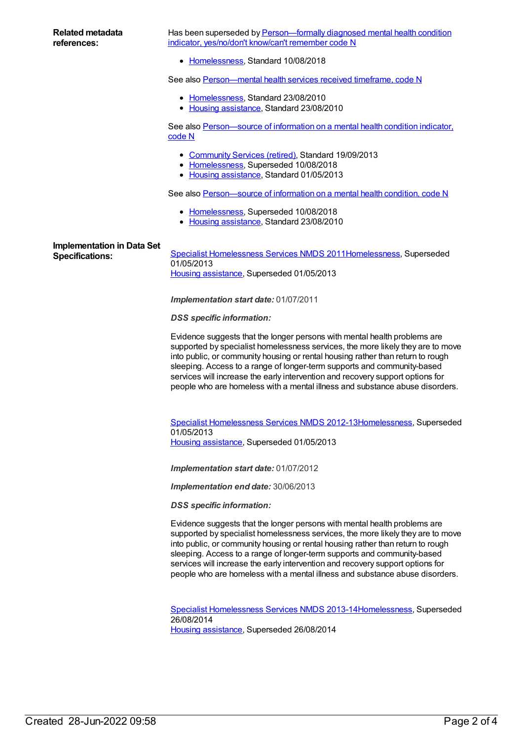**Related metadata references:**

Has been superseded by Person—formally diagnosed mental health condition indicator, yes/no/don't know/can't remember code N

- Homelessness, Standard 10/08/2018

See also Person—mental health services received timeframe, code N

- Homelessness, Standard 23/08/2010
- Housing assistance, Standard 23/08/2010

See also Person—source of information on a mental health condition indicator, code N

- Community Services (retired), Standard 19/09/2013
- Homelessness, Superseded 10/08/2018
- Housing assistance, Standard 01/05/2013

See also Person—source of information on a mental health condition, code N

- Homelessness, Superseded 10/08/2018
- Housing assistance, Standard 23/08/2010

**Implementation in Data Set Specifications:**

Specialist Homelessness Services NMDS 2011Homelessness, Superseded 01/05/2013
Housing assistance, Superseded 01/05/2013

***Implementation start date:*** 01/07/2011

***DSS specific information:***

Evidence suggests that the longer persons with mental health problems are supported by specialist homelessness services, the more likely they are to move into public, or community housing or rental housing rather than return to rough sleeping. Access to a range of longer-term supports and community-based services will increase the early intervention and recovery support options for people who are homeless with a mental illness and substance abuse disorders.

Specialist Homelessness Services NMDS 2012-13Homelessness, Superseded 01/05/2013
Housing assistance, Superseded 01/05/2013

***Implementation start date:*** 01/07/2012

***Implementation end date:*** 30/06/2013

***DSS specific information:***

Evidence suggests that the longer persons with mental health problems are supported by specialist homelessness services, the more likely they are to move into public, or community housing or rental housing rather than return to rough sleeping. Access to a range of longer-term supports and community-based services will increase the early intervention and recovery support options for people who are homeless with a mental illness and substance abuse disorders.

Specialist Homelessness Services NMDS 2013-14Homelessness, Superseded 26/08/2014
Housing assistance, Superseded 26/08/2014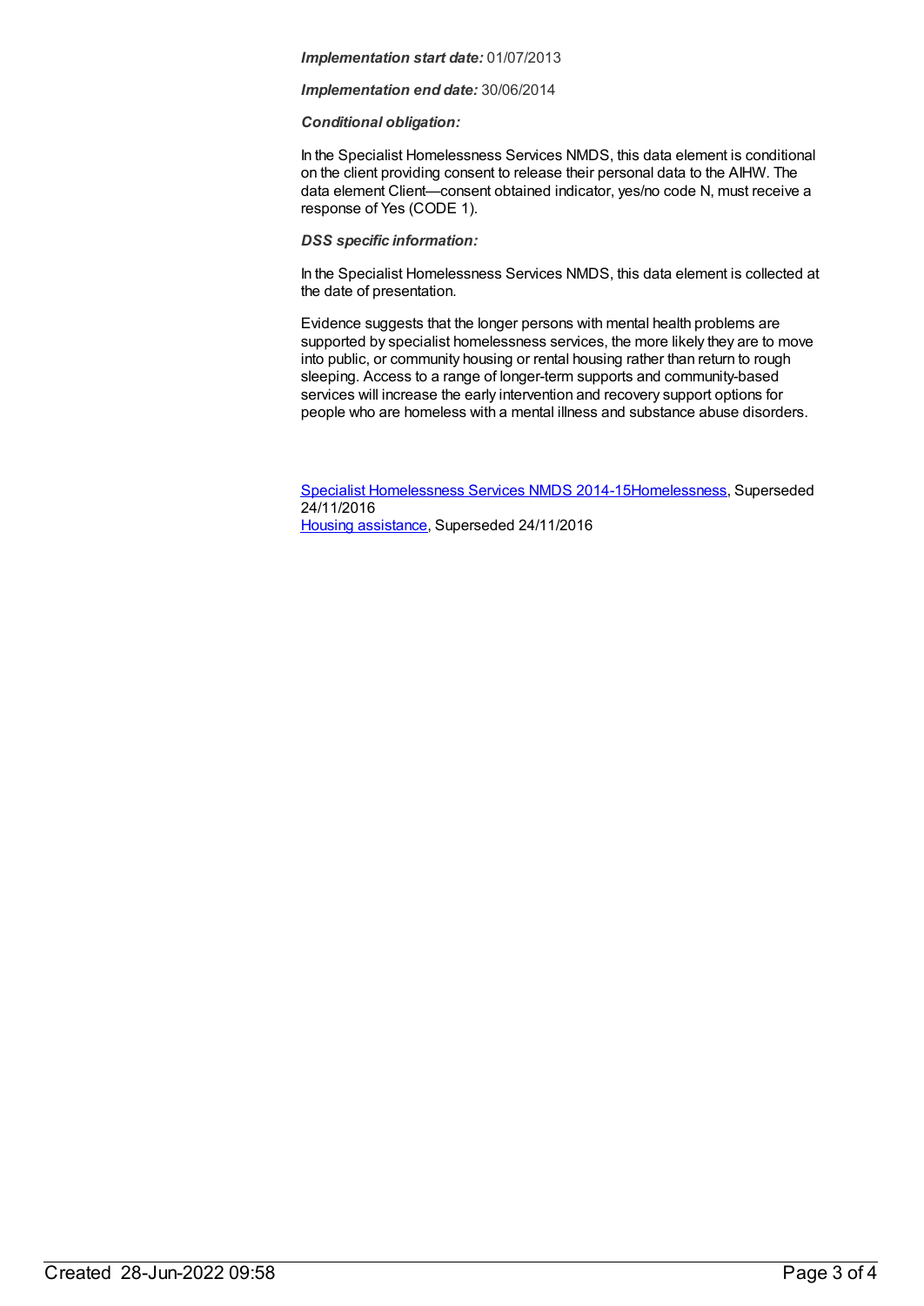***Implementation start date:*** 01/07/2013

***Implementation end date:*** 30/06/2014

***Conditional obligation:***

In the Specialist Homelessness Services NMDS, this data element is conditional on the client providing consent to release their personal data to the AIHW. The data element Client—consent obtained indicator, yes/no code N, must receive a response of Yes (CODE 1).

***DSS specific information:***

In the Specialist Homelessness Services NMDS, this data element is collected at the date of presentation.

Evidence suggests that the longer persons with mental health problems are supported by specialist homelessness services, the more likely they are to move into public, or community housing or rental housing rather than return to rough sleeping. Access to a range of longer-term supports and community-based services will increase the early intervention and recovery support options for people who are homeless with a mental illness and substance abuse disorders.

Specialist Homelessness Services NMDS 2014-15Homelessness, Superseded 24/11/2016
Housing assistance, Superseded 24/11/2016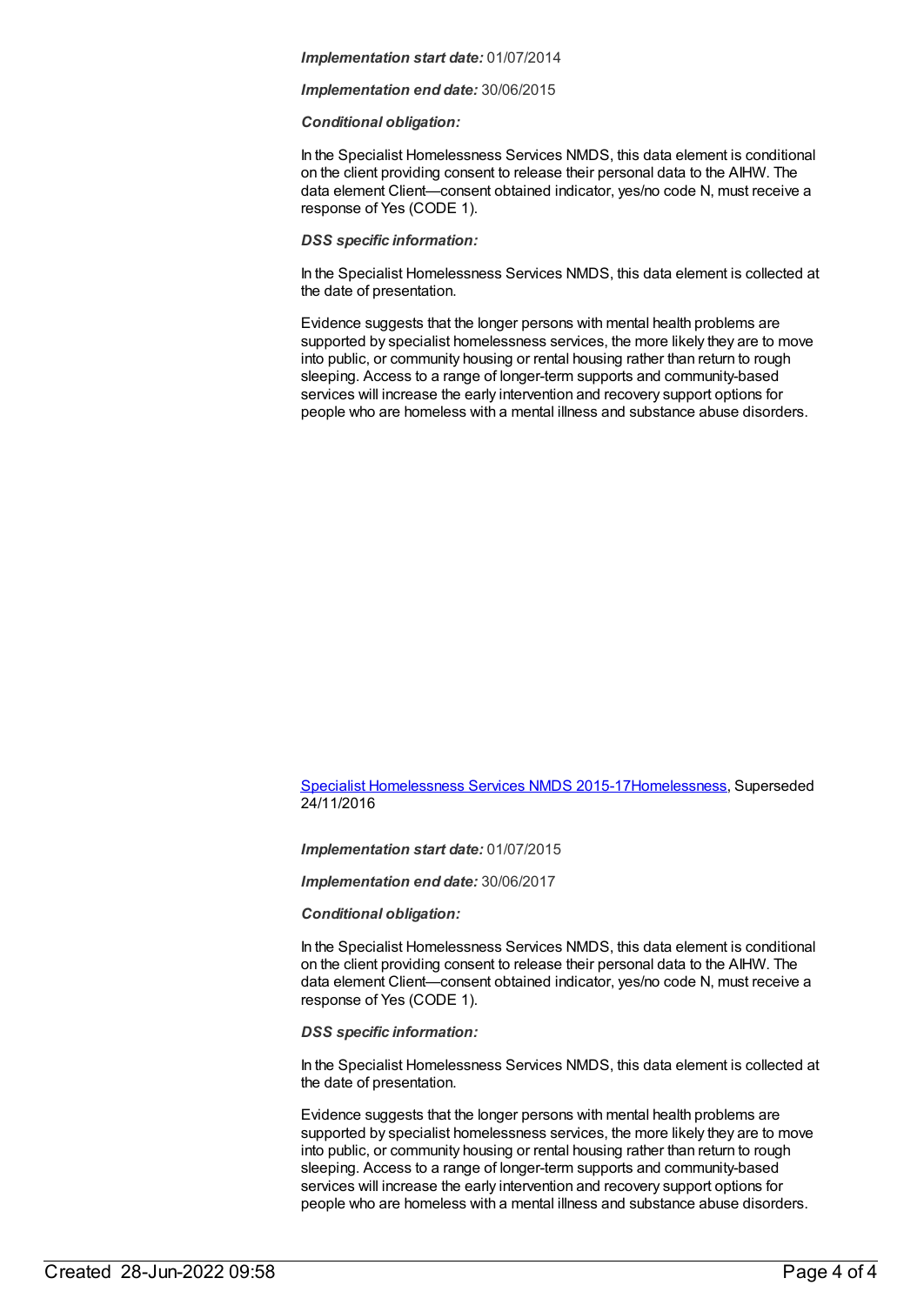***Implementation start date:*** 01/07/2014

***Implementation end date:*** 30/06/2015

***Conditional obligation:***

In the Specialist Homelessness Services NMDS, this data element is conditional on the client providing consent to release their personal data to the AIHW. The data element Client—consent obtained indicator, yes/no code N, must receive a response of Yes (CODE 1).

***DSS specific information:***

In the Specialist Homelessness Services NMDS, this data element is collected at the date of presentation.

Evidence suggests that the longer persons with mental health problems are supported by specialist homelessness services, the more likely they are to move into public, or community housing or rental housing rather than return to rough sleeping. Access to a range of longer-term supports and community-based services will increase the early intervention and recovery support options for people who are homeless with a mental illness and substance abuse disorders.

Specialist Homelessness Services NMDS 2015-17Homelessness, Superseded 24/11/2016

***Implementation start date:*** 01/07/2015

***Implementation end date:*** 30/06/2017

***Conditional obligation:***

In the Specialist Homelessness Services NMDS, this data element is conditional on the client providing consent to release their personal data to the AIHW. The data element Client—consent obtained indicator, yes/no code N, must receive a response of Yes (CODE 1).

***DSS specific information:***

In the Specialist Homelessness Services NMDS, this data element is collected at the date of presentation.

Evidence suggests that the longer persons with mental health problems are supported by specialist homelessness services, the more likely they are to move into public, or community housing or rental housing rather than return to rough sleeping. Access to a range of longer-term supports and community-based services will increase the early intervention and recovery support options for people who are homeless with a mental illness and substance abuse disorders.